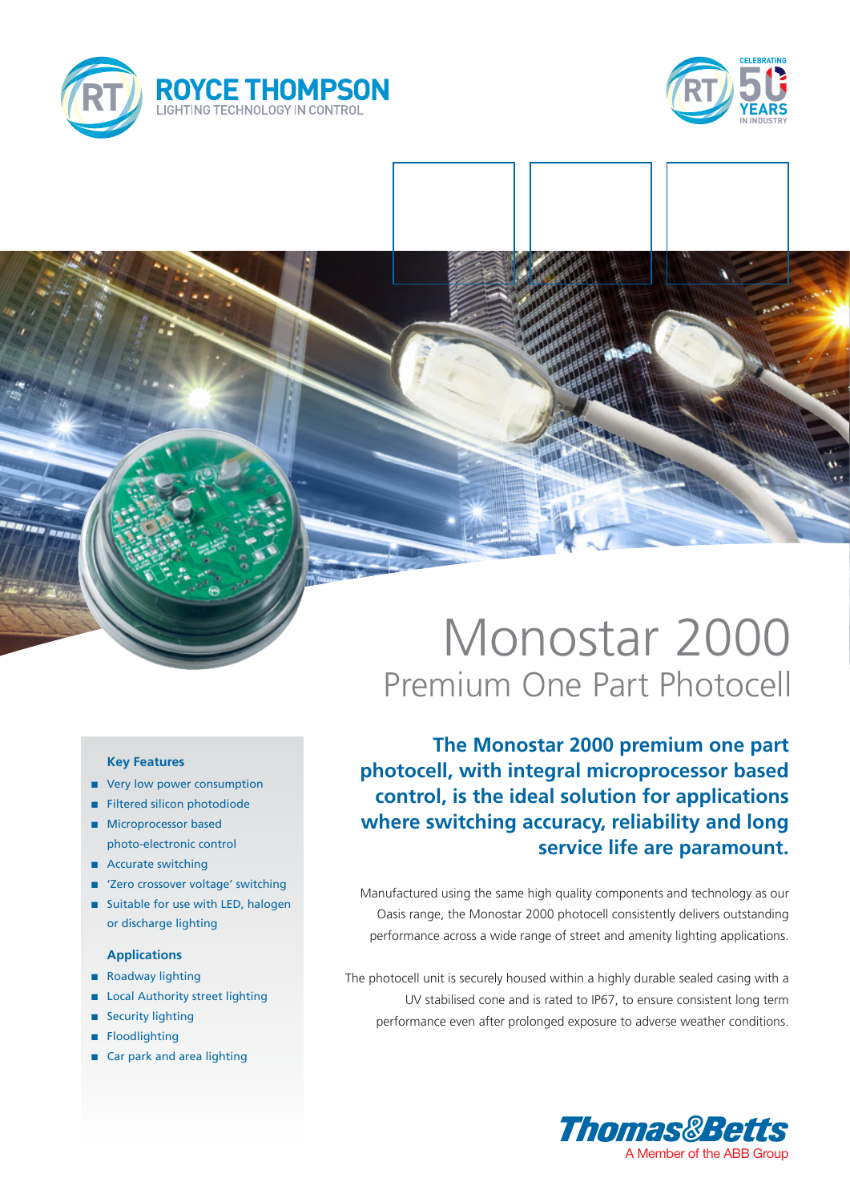ROYCE THOMPSON
LIGHTING TECHNOLOGY IN CONTROL

CELEBRATING 50 YEARS IN INDUSTRY

# Monostar 2000

## Premium One Part Photocell

**The Monostar 2000 premium one part photocell, with integral microprocessor based control, is the ideal solution for applications where switching accuracy, reliability and long service life are paramount.**

Manufactured using the same high quality components and technology as our Oasis range, the Monostar 2000 photocell consistently delivers outstanding performance across a wide range of street and amenity lighting applications.

The photocell unit is securely housed within a highly durable sealed casing with a UV stabilised cone and is rated to IP67, to ensure consistent long term performance even after prolonged exposure to adverse weather conditions.

### Key Features

- Very low power consumption
- Filtered silicon photodiode
- Microprocessor based photo-electronic control
- Accurate switching
- 'Zero crossover voltage' switching
- Suitable for use with LED, halogen or discharge lighting

### Applications

- Roadway lighting
- Local Authority street lighting
- Security lighting
- Floodlighting
- Car park and area lighting

Thomas&Betts
A Member of the ABB Group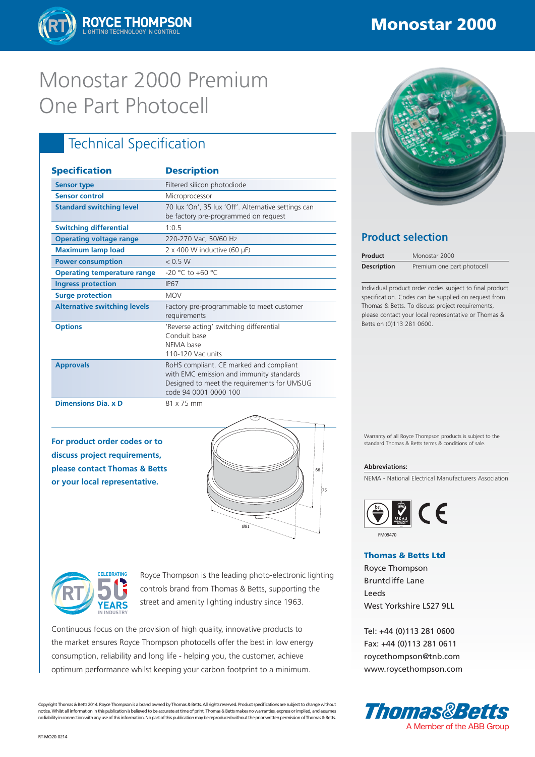# Monostar 2000

# Monostar 2000 Premium One Part Photocell

## Technical Specification

| Specification | Description |
|---|---|
| Sensor type | Filtered silicon photodiode |
| Sensor control | Microprocessor |
| Standard switching level | 70 lux 'On', 35 lux 'Off'. Alternative settings can be factory pre-programmed on request |
| Switching differential | 1:0.5 |
| Operating voltage range | 220-270 Vac, 50/60 Hz |
| Maximum lamp load | 2 x 400 W inductive (60 µF) |
| Power consumption | < 0.5 W |
| Operating temperature range | -20 °C to +60 °C |
| Ingress protection | IP67 |
| Surge protection | MOV |
| Alternative switching levels | Factory pre-programmable to meet customer requirements |
| Options | 'Reverse acting' switching differential<br>Conduit base<br>NEMA base<br>110-120 Vac units |
| Approvals | RoHS compliant. CE marked and compliant with EMC emission and immunity standards<br>Designed to meet the requirements for UMSUG code 94 0001 0000 100 |
| Dimensions Dia. x D | 81 x 75 mm |

**For product order codes or to discuss project requirements, please contact Thomas & Betts or your local representative.**

66
75
Ø81

Royce Thompson is the leading photo-electronic lighting controls brand from Thomas & Betts, supporting the street and amenity lighting industry since 1963.

Continuous focus on the provision of high quality, innovative products to the market ensures Royce Thompson photocells offer the best in low energy consumption, reliability and long life - helping you, the customer, achieve optimum performance whilst keeping your carbon footprint to a minimum.

## Product selection

| | |
|---|---|
| **Product** | Monostar 2000 |
| **Description** | Premium one part photocell |

Individual product order codes subject to final product specification. Codes can be supplied on request from Thomas & Betts. To discuss project requirements, please contact your local representative or Thomas & Betts on (0)113 281 0600.

Warranty of all Royce Thompson products is subject to the standard Thomas & Betts terms & conditions of sale.

**Abbreviations:**

NEMA - National Electrical Manufacturers Association

FM09470

**Thomas & Betts Ltd**
Royce Thompson
Bruntcliffe Lane
Leeds
West Yorkshire LS27 9LL

Tel: +44 (0)113 281 0600
Fax: +44 (0)113 281 0611
roycethompson@tnb.com
www.roycethompson.com

Thomas&Betts
A Member of the ABB Group

Copyright Thomas & Betts 2014. Royce Thompson is a brand owned by Thomas & Betts. All rights reserved. Product specifications are subject to change without notice. Whilst all information in this publication is believed to be accurate at time of print, Thomas & Betts makes no warranties, express or implied, and assumes no liability in connection with any use of this information. No part of this publication may be reproduced without the prior written permission of Thomas & Betts.

RT-MO20-0214